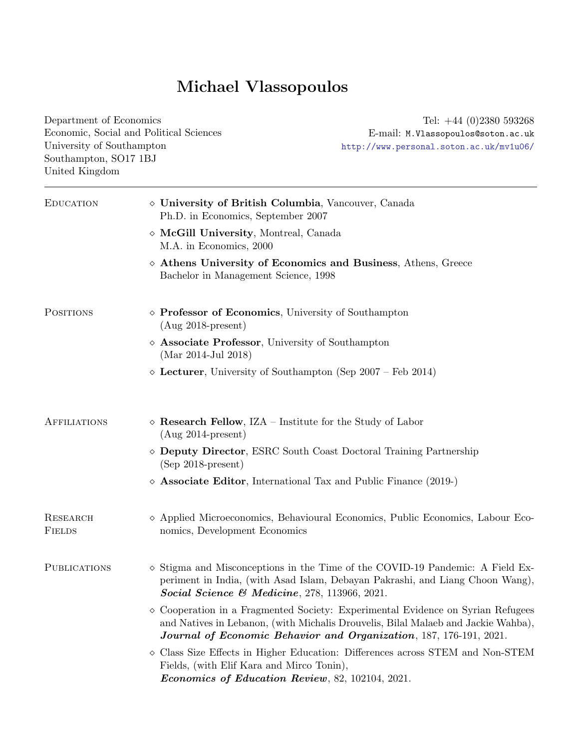# Michael Vlassopoulos

Department of Economics
Economic, Social and Political Sciences
University of Southampton
Southampton, SO17 1BJ
United Kingdom

Tel: +44 (0)2380 593268
E-mail: `M.Vlassopoulos@soton.ac.uk`
http://www.personal.soton.ac.uk/mv1u06/

---

## Education

- **University of British Columbia**, Vancouver, Canada
  Ph.D. in Economics, September 2007
- **McGill University**, Montreal, Canada
  M.A. in Economics, 2000
- **Athens University of Economics and Business**, Athens, Greece
  Bachelor in Management Science, 1998

## Positions

- **Professor of Economics**, University of Southampton
  (Aug 2018-present)
- **Associate Professor**, University of Southampton
  (Mar 2014-Jul 2018)
- **Lecturer**, University of Southampton (Sep 2007 – Feb 2014)

## Affiliations

- **Research Fellow**, IZA – Institute for the Study of Labor
  (Aug 2014-present)
- **Deputy Director**, ESRC South Coast Doctoral Training Partnership
  (Sep 2018-present)
- **Associate Editor**, International Tax and Public Finance (2019-)

## Research Fields

- Applied Microeconomics, Behavioural Economics, Public Economics, Labour Economics, Development Economics

## Publications

- Stigma and Misconceptions in the Time of the COVID-19 Pandemic: A Field Experiment in India, (with Asad Islam, Debayan Pakrashi, and Liang Choon Wang), ***Social Science & Medicine***, 278, 113966, 2021.
- Cooperation in a Fragmented Society: Experimental Evidence on Syrian Refugees and Natives in Lebanon, (with Michalis Drouvelis, Bilal Malaeb and Jackie Wahba), ***Journal of Economic Behavior and Organization***, 187, 176-191, 2021.
- Class Size Effects in Higher Education: Differences across STEM and Non-STEM Fields, (with Elif Kara and Mirco Tonin), ***Economics of Education Review***, 82, 102104, 2021.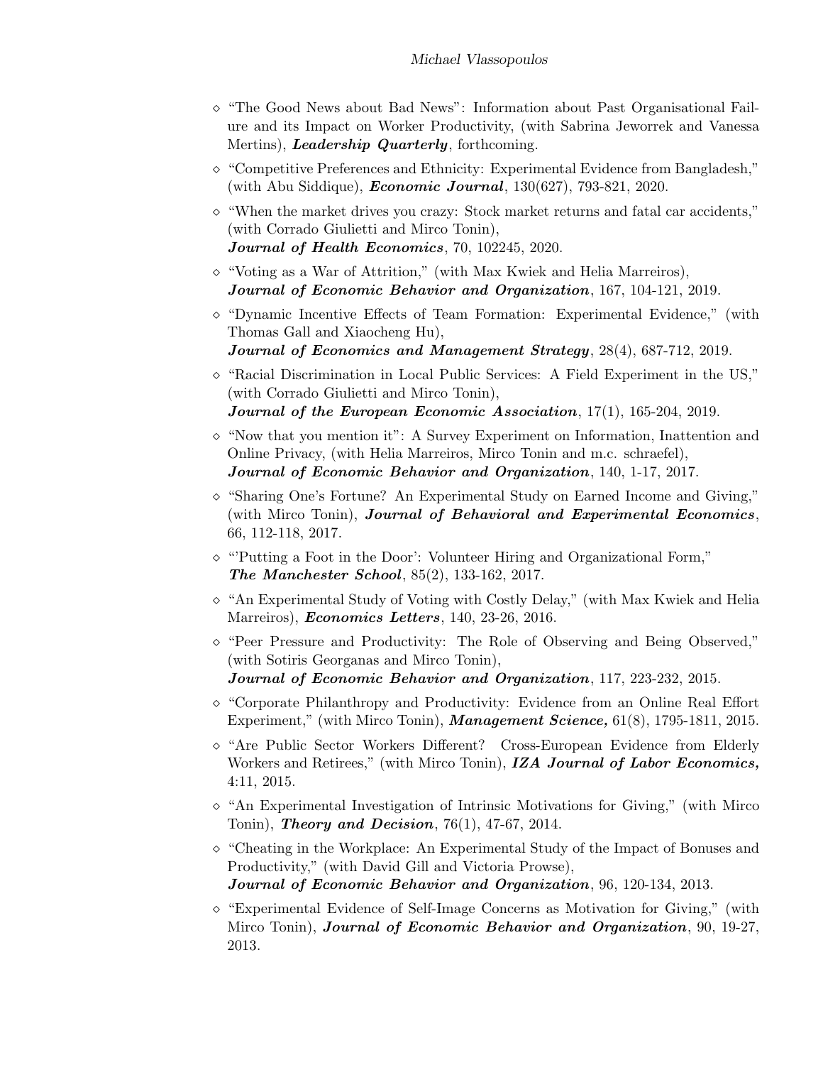- "The Good News about Bad News": Information about Past Organisational Failure and its Impact on Worker Productivity, (with Sabrina Jeworrek and Vanessa Mertins), ***Leadership Quarterly***, forthcoming.
- "Competitive Preferences and Ethnicity: Experimental Evidence from Bangladesh," (with Abu Siddique), ***Economic Journal***, 130(627), 793-821, 2020.
- "When the market drives you crazy: Stock market returns and fatal car accidents," (with Corrado Giulietti and Mirco Tonin), ***Journal of Health Economics***, 70, 102245, 2020.
- "Voting as a War of Attrition," (with Max Kwiek and Helia Marreiros), ***Journal of Economic Behavior and Organization***, 167, 104-121, 2019.
- "Dynamic Incentive Effects of Team Formation: Experimental Evidence," (with Thomas Gall and Xiaocheng Hu), ***Journal of Economics and Management Strategy***, 28(4), 687-712, 2019.
- "Racial Discrimination in Local Public Services: A Field Experiment in the US," (with Corrado Giulietti and Mirco Tonin), ***Journal of the European Economic Association***, 17(1), 165-204, 2019.
- "Now that you mention it": A Survey Experiment on Information, Inattention and Online Privacy, (with Helia Marreiros, Mirco Tonin and m.c. schraefel), ***Journal of Economic Behavior and Organization***, 140, 1-17, 2017.
- "Sharing One's Fortune? An Experimental Study on Earned Income and Giving," (with Mirco Tonin), ***Journal of Behavioral and Experimental Economics***, 66, 112-118, 2017.
- "'Putting a Foot in the Door': Volunteer Hiring and Organizational Form," ***The Manchester School***, 85(2), 133-162, 2017.
- "An Experimental Study of Voting with Costly Delay," (with Max Kwiek and Helia Marreiros), ***Economics Letters***, 140, 23-26, 2016.
- "Peer Pressure and Productivity: The Role of Observing and Being Observed," (with Sotiris Georganas and Mirco Tonin), ***Journal of Economic Behavior and Organization***, 117, 223-232, 2015.
- "Corporate Philanthropy and Productivity: Evidence from an Online Real Effort Experiment," (with Mirco Tonin), ***Management Science,*** 61(8), 1795-1811, 2015.
- "Are Public Sector Workers Different? Cross-European Evidence from Elderly Workers and Retirees," (with Mirco Tonin), ***IZA Journal of Labor Economics,*** 4:11, 2015.
- "An Experimental Investigation of Intrinsic Motivations for Giving," (with Mirco Tonin), ***Theory and Decision***, 76(1), 47-67, 2014.
- "Cheating in the Workplace: An Experimental Study of the Impact of Bonuses and Productivity," (with David Gill and Victoria Prowse), ***Journal of Economic Behavior and Organization***, 96, 120-134, 2013.
- "Experimental Evidence of Self-Image Concerns as Motivation for Giving," (with Mirco Tonin), ***Journal of Economic Behavior and Organization***, 90, 19-27, 2013.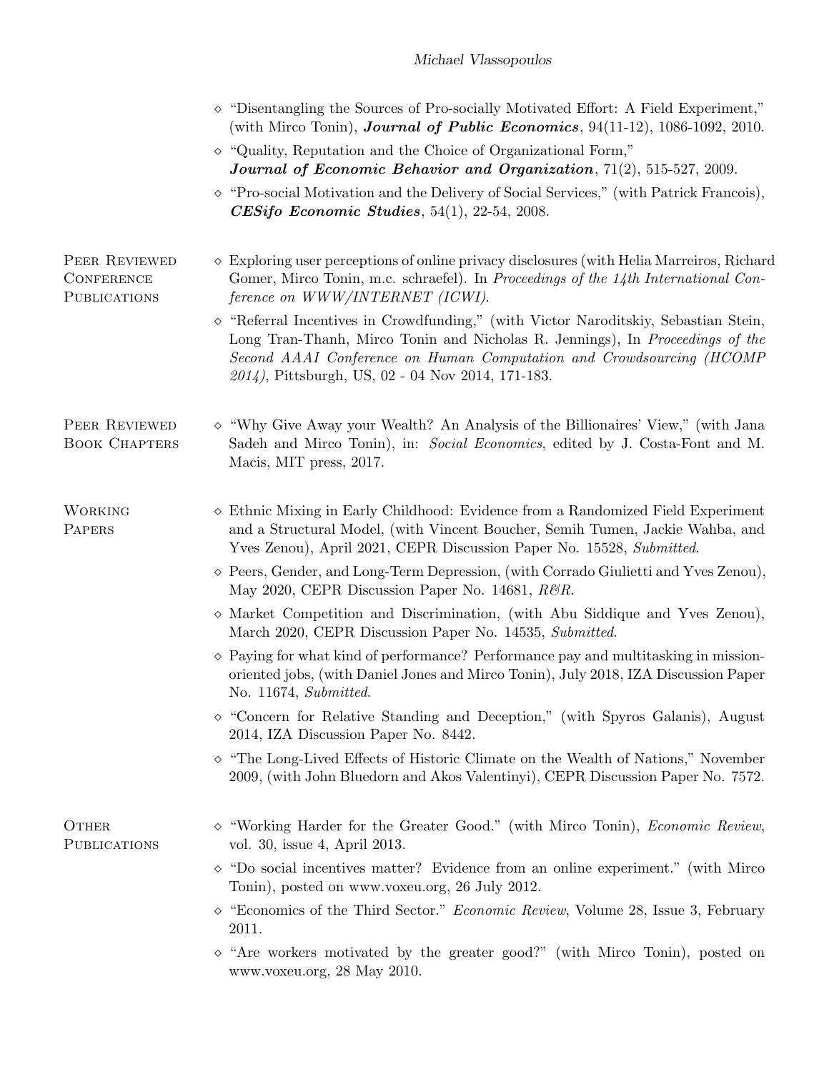- "Disentangling the Sources of Pro-socially Motivated Effort: A Field Experiment," (with Mirco Tonin), ***Journal of Public Economics***, 94(11-12), 1086-1092, 2010.
- "Quality, Reputation and the Choice of Organizational Form," ***Journal of Economic Behavior and Organization***, 71(2), 515-527, 2009.
- "Pro-social Motivation and the Delivery of Social Services," (with Patrick Francois), ***CESifo Economic Studies***, 54(1), 22-54, 2008.

## Peer Reviewed Conference Publications

- Exploring user perceptions of online privacy disclosures (with Helia Marreiros, Richard Gomer, Mirco Tonin, m.c. schraefel). In *Proceedings of the 14th International Conference on WWW/INTERNET (ICWI)*.
- "Referral Incentives in Crowdfunding," (with Victor Naroditskiy, Sebastian Stein, Long Tran-Thanh, Mirco Tonin and Nicholas R. Jennings), In *Proceedings of the Second AAAI Conference on Human Computation and Crowdsourcing (HCOMP 2014)*, Pittsburgh, US, 02 - 04 Nov 2014, 171-183.

## Peer Reviewed Book Chapters

- "Why Give Away your Wealth? An Analysis of the Billionaires' View," (with Jana Sadeh and Mirco Tonin), in: *Social Economics*, edited by J. Costa-Font and M. Macis, MIT press, 2017.

## Working Papers

- Ethnic Mixing in Early Childhood: Evidence from a Randomized Field Experiment and a Structural Model, (with Vincent Boucher, Semih Tumen, Jackie Wahba, and Yves Zenou), April 2021, CEPR Discussion Paper No. 15528, *Submitted*.
- Peers, Gender, and Long-Term Depression, (with Corrado Giulietti and Yves Zenou), May 2020, CEPR Discussion Paper No. 14681, *R&R*.
- Market Competition and Discrimination, (with Abu Siddique and Yves Zenou), March 2020, CEPR Discussion Paper No. 14535, *Submitted*.
- Paying for what kind of performance? Performance pay and multitasking in mission-oriented jobs, (with Daniel Jones and Mirco Tonin), July 2018, IZA Discussion Paper No. 11674, *Submitted*.
- "Concern for Relative Standing and Deception," (with Spyros Galanis), August 2014, IZA Discussion Paper No. 8442.
- "The Long-Lived Effects of Historic Climate on the Wealth of Nations," November 2009, (with John Bluedorn and Akos Valentinyi), CEPR Discussion Paper No. 7572.

## Other Publications

- "Working Harder for the Greater Good." (with Mirco Tonin), *Economic Review*, vol. 30, issue 4, April 2013.
- "Do social incentives matter? Evidence from an online experiment." (with Mirco Tonin), posted on www.voxeu.org, 26 July 2012.
- "Economics of the Third Sector." *Economic Review*, Volume 28, Issue 3, February 2011.
- "Are workers motivated by the greater good?" (with Mirco Tonin), posted on www.voxeu.org, 28 May 2010.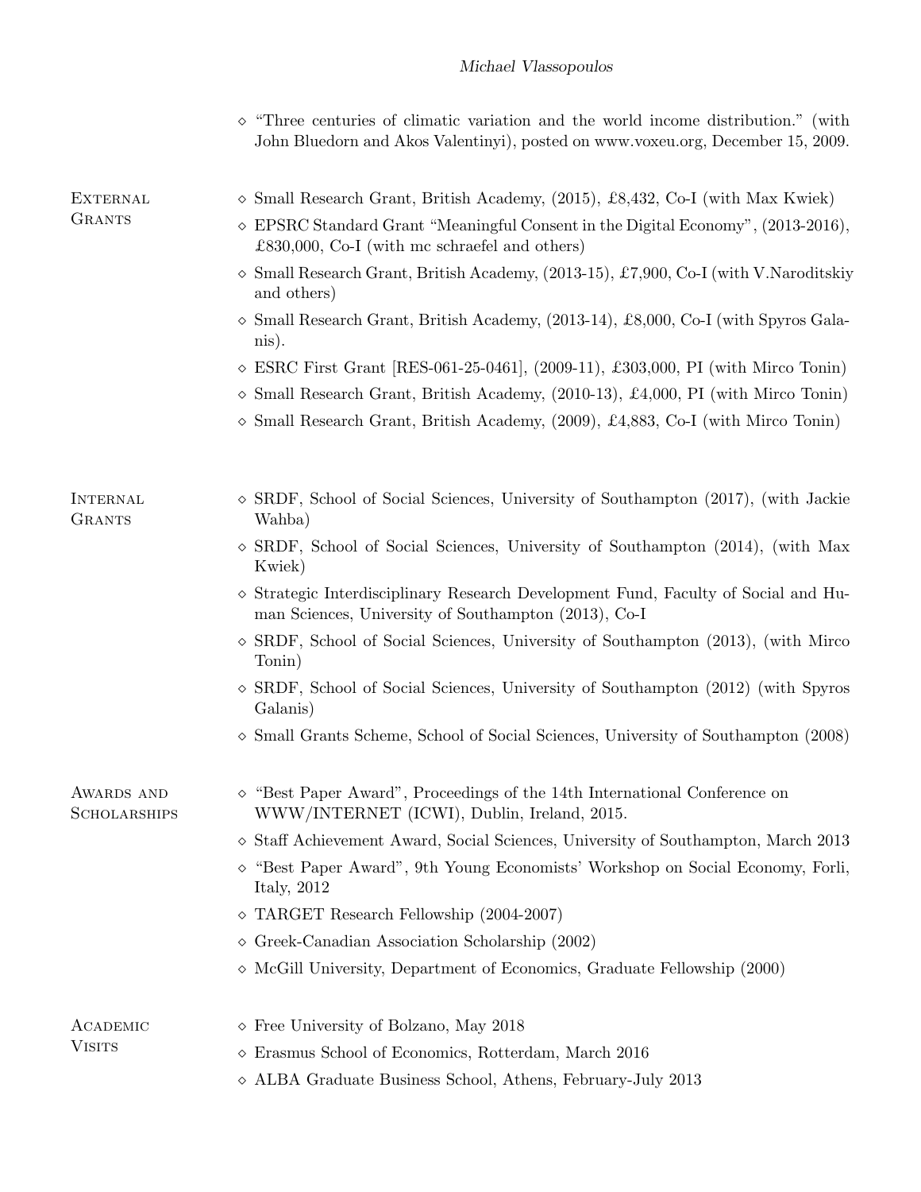- "Three centuries of climatic variation and the world income distribution." (with John Bluedorn and Akos Valentinyi), posted on www.voxeu.org, December 15, 2009.

## External Grants

- Small Research Grant, British Academy, (2015), £8,432, Co-I (with Max Kwiek)
- EPSRC Standard Grant "Meaningful Consent in the Digital Economy", (2013-2016), £830,000, Co-I (with mc schraefel and others)
- Small Research Grant, British Academy, (2013-15), £7,900, Co-I (with V.Naroditskiy and others)
- Small Research Grant, British Academy, (2013-14), £8,000, Co-I (with Spyros Galanis).
- ESRC First Grant [RES-061-25-0461], (2009-11), £303,000, PI (with Mirco Tonin)
- Small Research Grant, British Academy, (2010-13), £4,000, PI (with Mirco Tonin)
- Small Research Grant, British Academy, (2009), £4,883, Co-I (with Mirco Tonin)

## Internal Grants

- SRDF, School of Social Sciences, University of Southampton (2017), (with Jackie Wahba)
- SRDF, School of Social Sciences, University of Southampton (2014), (with Max Kwiek)
- Strategic Interdisciplinary Research Development Fund, Faculty of Social and Human Sciences, University of Southampton (2013), Co-I
- SRDF, School of Social Sciences, University of Southampton (2013), (with Mirco Tonin)
- SRDF, School of Social Sciences, University of Southampton (2012) (with Spyros Galanis)
- Small Grants Scheme, School of Social Sciences, University of Southampton (2008)

## Awards and Scholarships

- "Best Paper Award", Proceedings of the 14th International Conference on WWW/INTERNET (ICWI), Dublin, Ireland, 2015.
- Staff Achievement Award, Social Sciences, University of Southampton, March 2013
- "Best Paper Award", 9th Young Economists' Workshop on Social Economy, Forli, Italy, 2012
- TARGET Research Fellowship (2004-2007)
- Greek-Canadian Association Scholarship (2002)
- McGill University, Department of Economics, Graduate Fellowship (2000)

## Academic Visits

- Free University of Bolzano, May 2018
- Erasmus School of Economics, Rotterdam, March 2016
- ALBA Graduate Business School, Athens, February-July 2013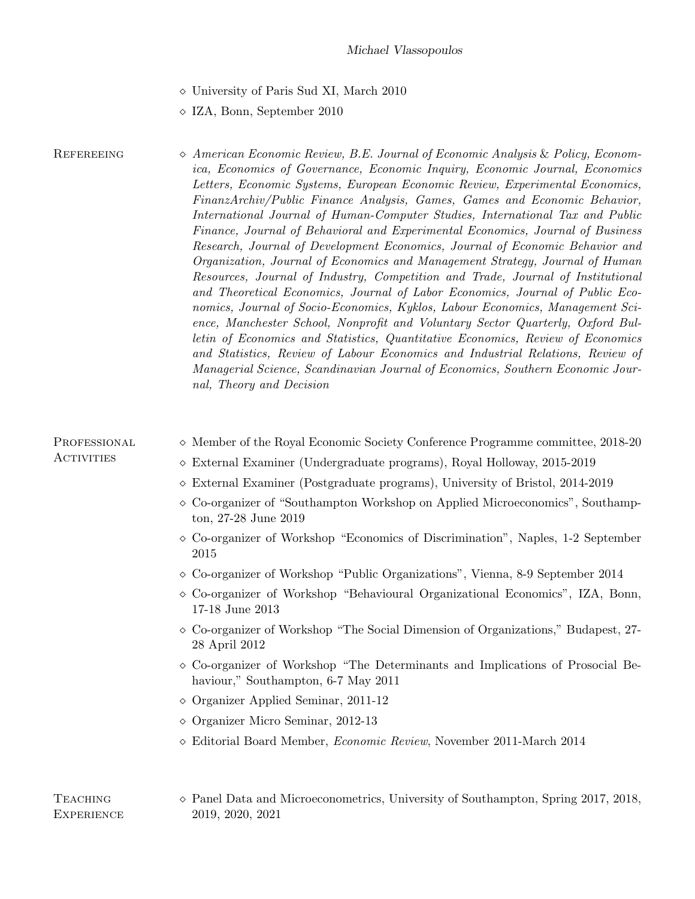- University of Paris Sud XI, March 2010
- IZA, Bonn, September 2010

## Refereeing

- *American Economic Review, B.E. Journal of Economic Analysis & Policy, Economica, Economics of Governance, Economic Inquiry, Economic Journal, Economics Letters, Economic Systems, European Economic Review, Experimental Economics, FinanzArchiv/Public Finance Analysis, Games, Games and Economic Behavior, International Journal of Human-Computer Studies, International Tax and Public Finance, Journal of Behavioral and Experimental Economics, Journal of Business Research, Journal of Development Economics, Journal of Economic Behavior and Organization, Journal of Economics and Management Strategy, Journal of Human Resources, Journal of Industry, Competition and Trade, Journal of Institutional and Theoretical Economics, Journal of Labor Economics, Journal of Public Economics, Journal of Socio-Economics, Kyklos, Labour Economics, Management Science, Manchester School, Nonprofit and Voluntary Sector Quarterly, Oxford Bulletin of Economics and Statistics, Quantitative Economics, Review of Economics and Statistics, Review of Labour Economics and Industrial Relations, Review of Managerial Science, Scandinavian Journal of Economics, Southern Economic Journal, Theory and Decision*

## Professional Activities

- Member of the Royal Economic Society Conference Programme committee, 2018-20
- External Examiner (Undergraduate programs), Royal Holloway, 2015-2019
- External Examiner (Postgraduate programs), University of Bristol, 2014-2019
- Co-organizer of "Southampton Workshop on Applied Microeconomics", Southampton, 27-28 June 2019
- Co-organizer of Workshop "Economics of Discrimination", Naples, 1-2 September 2015
- Co-organizer of Workshop "Public Organizations", Vienna, 8-9 September 2014
- Co-organizer of Workshop "Behavioural Organizational Economics", IZA, Bonn, 17-18 June 2013
- Co-organizer of Workshop "The Social Dimension of Organizations," Budapest, 27-28 April 2012
- Co-organizer of Workshop "The Determinants and Implications of Prosocial Behaviour," Southampton, 6-7 May 2011
- Organizer Applied Seminar, 2011-12
- Organizer Micro Seminar, 2012-13
- Editorial Board Member, *Economic Review*, November 2011-March 2014

## Teaching Experience

- Panel Data and Microeconometrics, University of Southampton, Spring 2017, 2018, 2019, 2020, 2021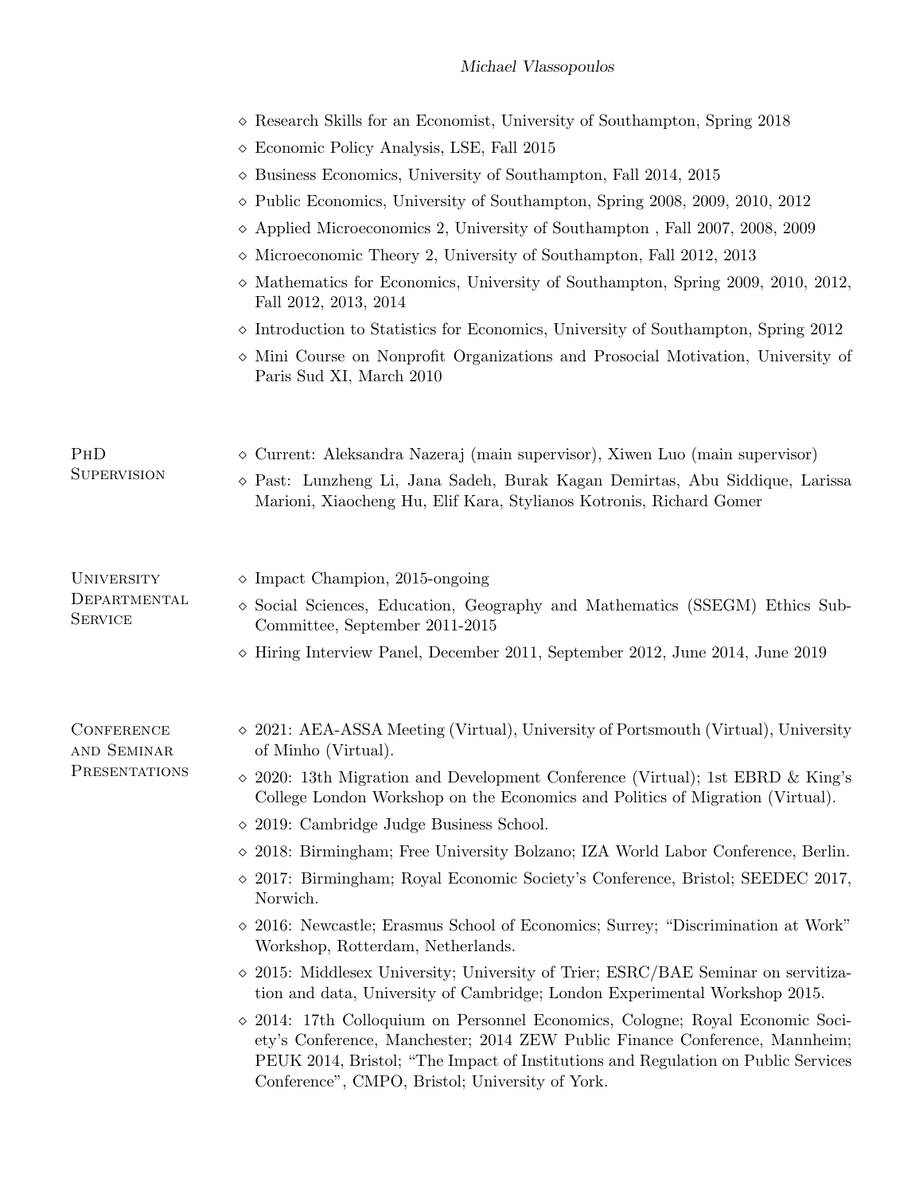- Research Skills for an Economist, University of Southampton, Spring 2018
- Economic Policy Analysis, LSE, Fall 2015
- Business Economics, University of Southampton, Fall 2014, 2015
- Public Economics, University of Southampton, Spring 2008, 2009, 2010, 2012
- Applied Microeconomics 2, University of Southampton , Fall 2007, 2008, 2009
- Microeconomic Theory 2, University of Southampton, Fall 2012, 2013
- Mathematics for Economics, University of Southampton, Spring 2009, 2010, 2012, Fall 2012, 2013, 2014
- Introduction to Statistics for Economics, University of Southampton, Spring 2012
- Mini Course on Nonprofit Organizations and Prosocial Motivation, University of Paris Sud XI, March 2010

## PhD Supervision

- Current: Aleksandra Nazeraj (main supervisor), Xiwen Luo (main supervisor)
- Past: Lunzheng Li, Jana Sadeh, Burak Kagan Demirtas, Abu Siddique, Larissa Marioni, Xiaocheng Hu, Elif Kara, Stylianos Kotronis, Richard Gomer

## University Departmental Service

- Impact Champion, 2015-ongoing
- Social Sciences, Education, Geography and Mathematics (SSEGM) Ethics Sub-Committee, September 2011-2015
- Hiring Interview Panel, December 2011, September 2012, June 2014, June 2019

## Conference and Seminar Presentations

- 2021: AEA-ASSA Meeting (Virtual), University of Portsmouth (Virtual), University of Minho (Virtual).
- 2020: 13th Migration and Development Conference (Virtual); 1st EBRD & King's College London Workshop on the Economics and Politics of Migration (Virtual).
- 2019: Cambridge Judge Business School.
- 2018: Birmingham; Free University Bolzano; IZA World Labor Conference, Berlin.
- 2017: Birmingham; Royal Economic Society's Conference, Bristol; SEEDEC 2017, Norwich.
- 2016: Newcastle; Erasmus School of Economics; Surrey; "Discrimination at Work" Workshop, Rotterdam, Netherlands.
- 2015: Middlesex University; University of Trier; ESRC/BAE Seminar on servitization and data, University of Cambridge; London Experimental Workshop 2015.
- 2014: 17th Colloquium on Personnel Economics, Cologne; Royal Economic Society's Conference, Manchester; 2014 ZEW Public Finance Conference, Mannheim; PEUK 2014, Bristol; "The Impact of Institutions and Regulation on Public Services Conference", CMPO, Bristol; University of York.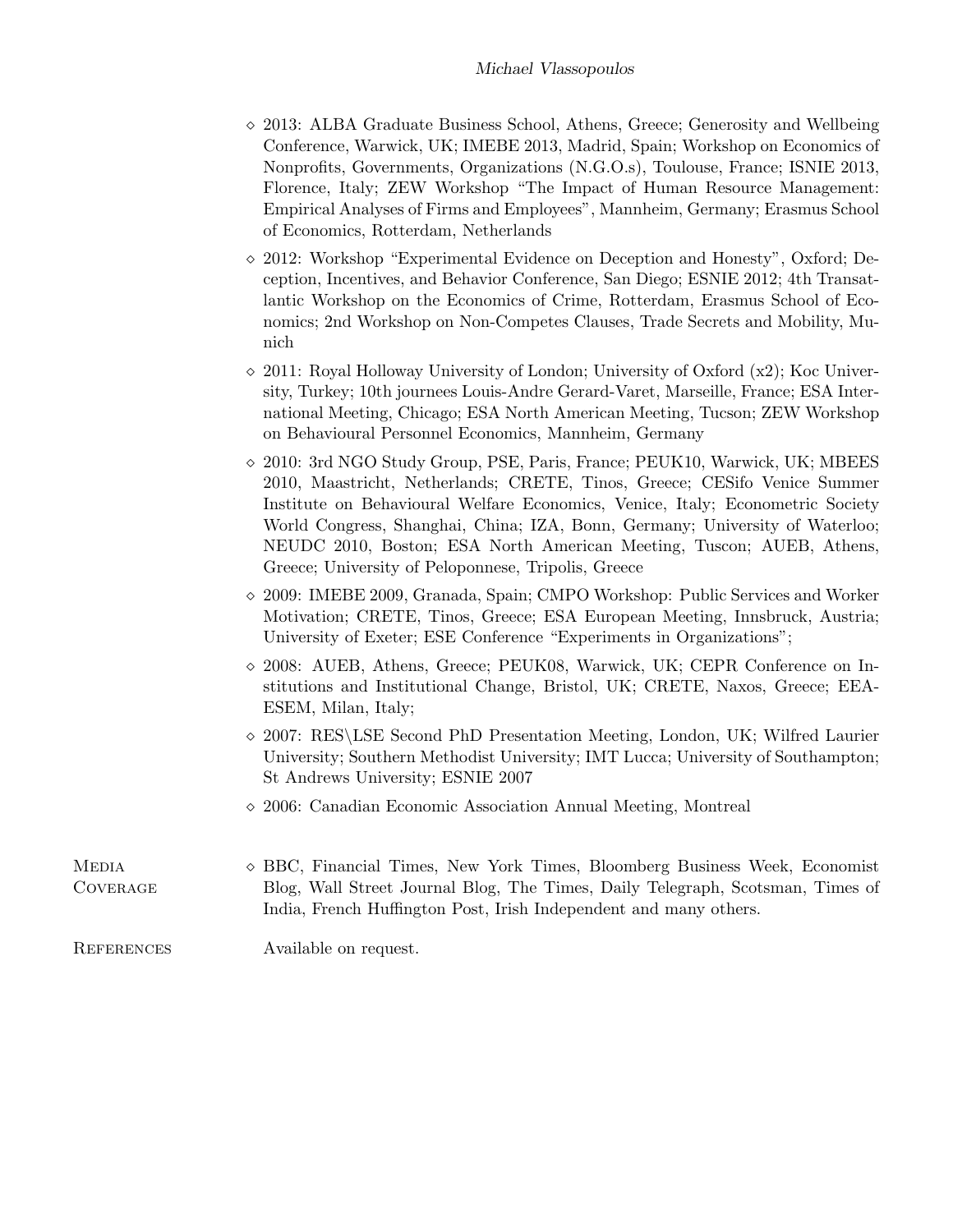- 2013: ALBA Graduate Business School, Athens, Greece; Generosity and Wellbeing Conference, Warwick, UK; IMEBE 2013, Madrid, Spain; Workshop on Economics of Nonprofits, Governments, Organizations (N.G.O.s), Toulouse, France; ISNIE 2013, Florence, Italy; ZEW Workshop "The Impact of Human Resource Management: Empirical Analyses of Firms and Employees", Mannheim, Germany; Erasmus School of Economics, Rotterdam, Netherlands
- 2012: Workshop "Experimental Evidence on Deception and Honesty", Oxford; Deception, Incentives, and Behavior Conference, San Diego; ESNIE 2012; 4th Transatlantic Workshop on the Economics of Crime, Rotterdam, Erasmus School of Economics; 2nd Workshop on Non-Competes Clauses, Trade Secrets and Mobility, Munich
- 2011: Royal Holloway University of London; University of Oxford (x2); Koc University, Turkey; 10th journees Louis-Andre Gerard-Varet, Marseille, France; ESA International Meeting, Chicago; ESA North American Meeting, Tucson; ZEW Workshop on Behavioural Personnel Economics, Mannheim, Germany
- 2010: 3rd NGO Study Group, PSE, Paris, France; PEUK10, Warwick, UK; MBEES 2010, Maastricht, Netherlands; CRETE, Tinos, Greece; CESifo Venice Summer Institute on Behavioural Welfare Economics, Venice, Italy; Econometric Society World Congress, Shanghai, China; IZA, Bonn, Germany; University of Waterloo; NEUDC 2010, Boston; ESA North American Meeting, Tuscon; AUEB, Athens, Greece; University of Peloponnese, Tripolis, Greece
- 2009: IMEBE 2009, Granada, Spain; CMPO Workshop: Public Services and Worker Motivation; CRETE, Tinos, Greece; ESA European Meeting, Innsbruck, Austria; University of Exeter; ESE Conference "Experiments in Organizations";
- 2008: AUEB, Athens, Greece; PEUK08, Warwick, UK; CEPR Conference on Institutions and Institutional Change, Bristol, UK; CRETE, Naxos, Greece; EEA-ESEM, Milan, Italy;
- 2007: RES\LSE Second PhD Presentation Meeting, London, UK; Wilfred Laurier University; Southern Methodist University; IMT Lucca; University of Southampton; St Andrews University; ESNIE 2007
- 2006: Canadian Economic Association Annual Meeting, Montreal

**Media Coverage**

- BBC, Financial Times, New York Times, Bloomberg Business Week, Economist Blog, Wall Street Journal Blog, The Times, Daily Telegraph, Scotsman, Times of India, French Huffington Post, Irish Independent and many others.

**References**

Available on request.